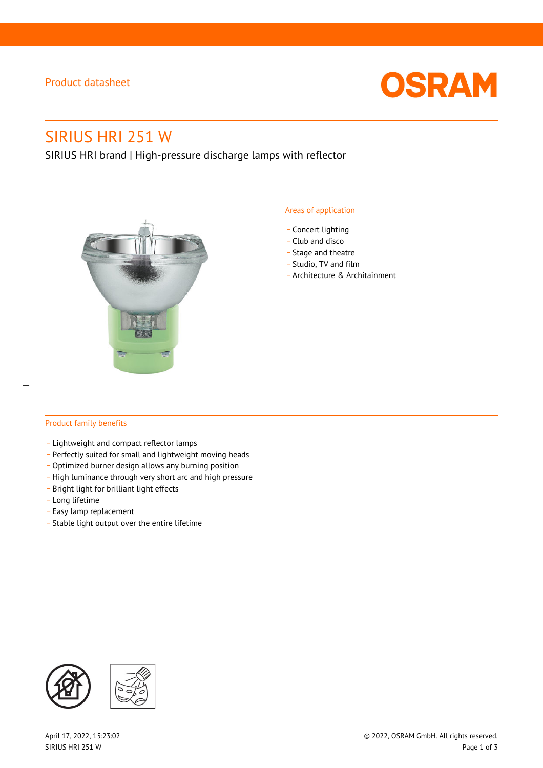Product datasheet

# SIRIUS HRI 251 W

SIRIUS HRI brand | High-pressure discharge lamps with reflector

## Areas of application

- Concert lighting
- Club and disco
- Stage and theatre
- Studio, TV and film
- Architecture & Architainment

## Product family benefits

- Lightweight and compact reflector lamps
- Perfectly suited for small and lightweight moving heads
- Optimized burner design allows any burning position
- High luminance through very short arc and high pressure
- Bright light for brilliant light effects
- Long lifetime
- Easy lamp replacement
- Stable light output over the entire lifetime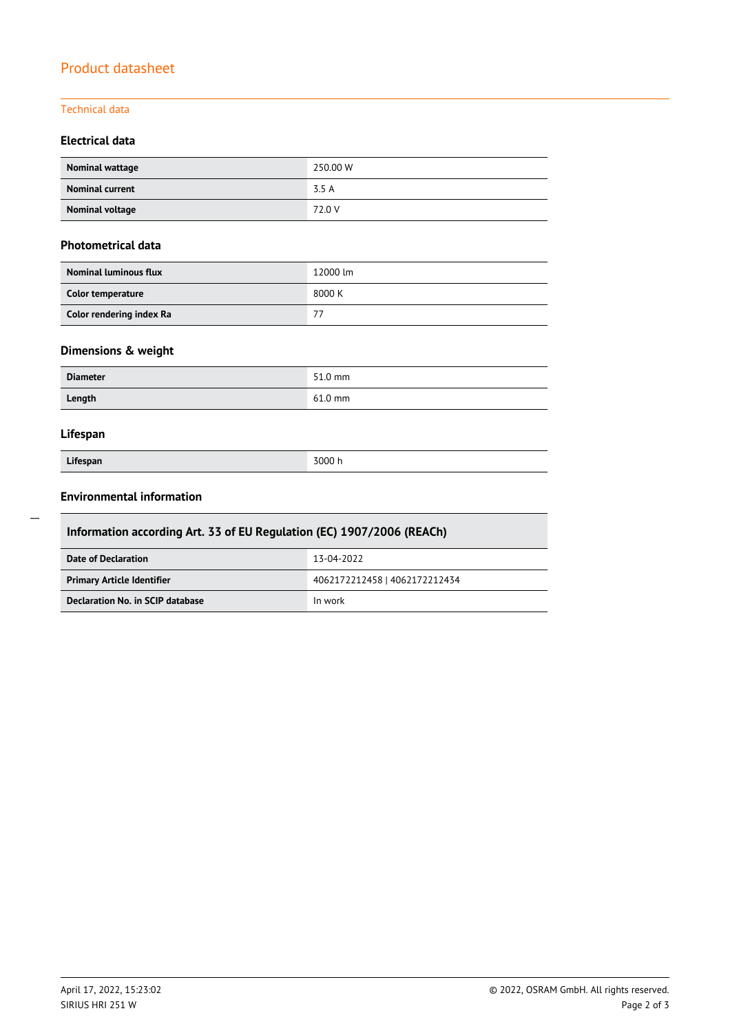# Product datasheet

## Technical data

### Electrical data

| | |
|---|---|
| **Nominal wattage** | 250.00 W |
| **Nominal current** | 3.5 A |
| **Nominal voltage** | 72.0 V |

### Photometrical data

| | |
|---|---|
| **Nominal luminous flux** | 12000 lm |
| **Color temperature** | 8000 K |
| **Color rendering index Ra** | 77 |

### Dimensions & weight

| | |
|---|---|
| **Diameter** | 51.0 mm |
| **Length** | 61.0 mm |

### Lifespan

| | |
|---|---|
| **Lifespan** | 3000 h |

### Environmental information

| **Information according Art. 33 of EU Regulation (EC) 1907/2006 (REACh)** | |
|---|---|
| **Date of Declaration** | 13-04-2022 |
| **Primary Article Identifier** | 4062172212458 \| 4062172212434 |
| **Declaration No. in SCIP database** | In work |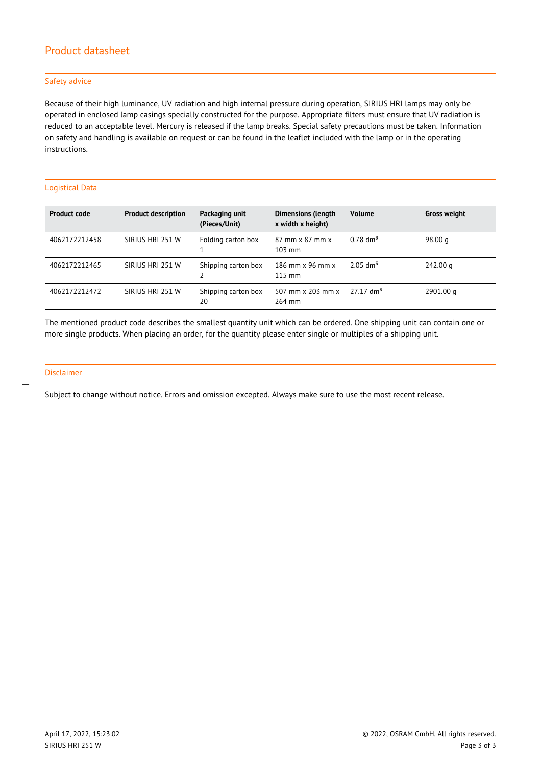## Product datasheet

### Safety advice

Because of their high luminance, UV radiation and high internal pressure during operation, SIRIUS HRI lamps may only be operated in enclosed lamp casings specially constructed for the purpose. Appropriate filters must ensure that UV radiation is reduced to an acceptable level. Mercury is released if the lamp breaks. Special safety precautions must be taken. Information on safety and handling is available on request or can be found in the leaflet included with the lamp or in the operating instructions.

### Logistical Data

| Product code | Product description | Packaging unit (Pieces/Unit) | Dimensions (length x width x height) | Volume | Gross weight |
|---|---|---|---|---|---|
| 4062172212458 | SIRIUS HRI 251 W | Folding carton box 1 | 87 mm x 87 mm x 103 mm | 0.78 $dm^3$ | 98.00 g |
| 4062172212465 | SIRIUS HRI 251 W | Shipping carton box 2 | 186 mm x 96 mm x 115 mm | 2.05 $dm^3$ | 242.00 g |
| 4062172212472 | SIRIUS HRI 251 W | Shipping carton box 20 | 507 mm x 203 mm x 264 mm | 27.17 $dm^3$ | 2901.00 g |

The mentioned product code describes the smallest quantity unit which can be ordered. One shipping unit can contain one or more single products. When placing an order, for the quantity please enter single or multiples of a shipping unit.

### Disclaimer

Subject to change without notice. Errors and omission excepted. Always make sure to use the most recent release.